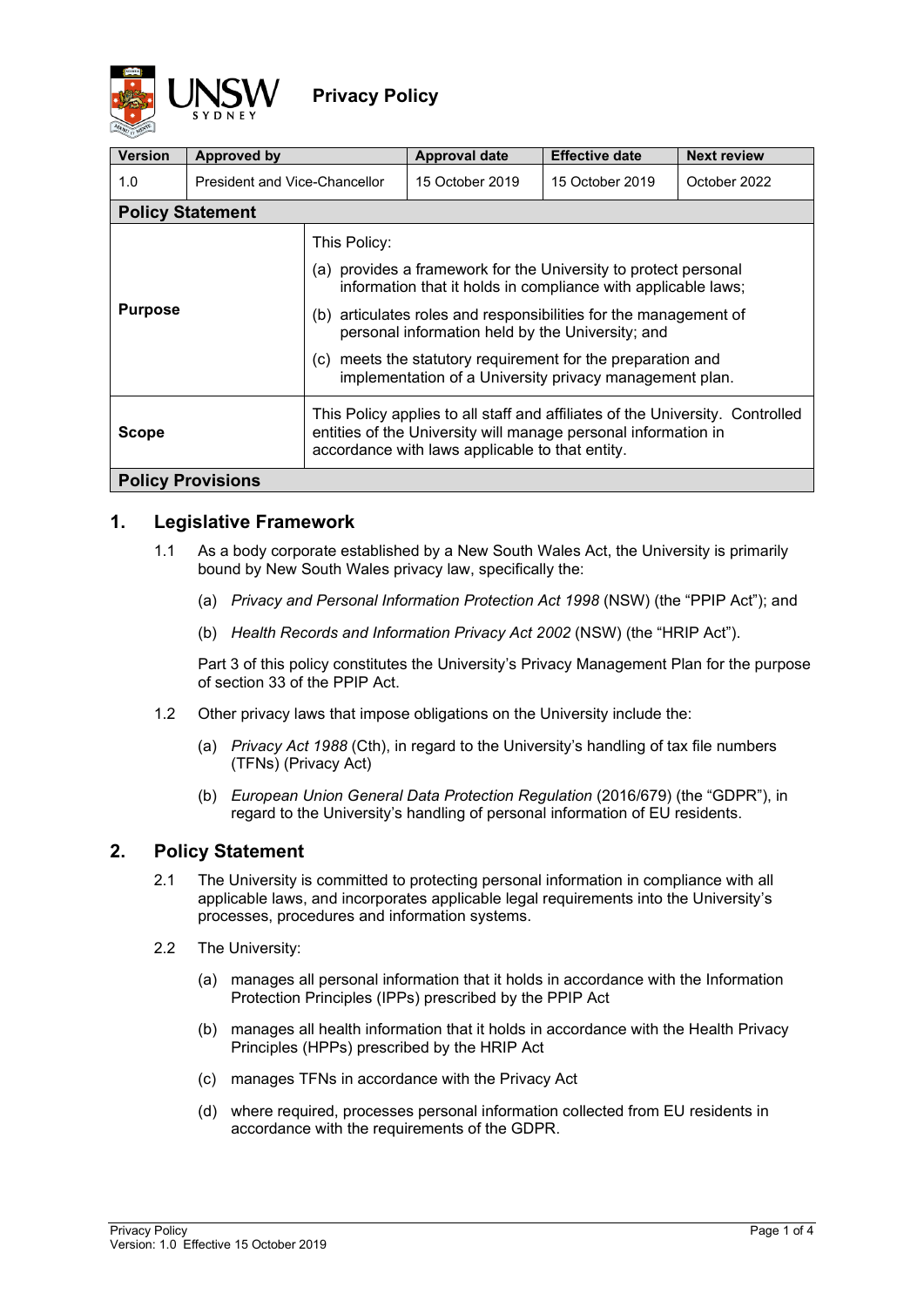# Privacy Policy

| Version | Approved by | Approval date | Effective date | Next review |
|---|---|---|---|---|
| 1.0 | President and Vice-Chancellor | 15 October 2019 | 15 October 2019 | October 2022 |

## Policy Statement

| | |
|---|---|
| **Purpose** | This Policy: (a) provides a framework for the University to protect personal information that it holds in compliance with applicable laws; (b) articulates roles and responsibilities for the management of personal information held by the University; and (c) meets the statutory requirement for the preparation and implementation of a University privacy management plan. |
| **Scope** | This Policy applies to all staff and affiliates of the University. Controlled entities of the University will manage personal information in accordance with laws applicable to that entity. |

## Policy Provisions

## 1. Legislative Framework

1.1 As a body corporate established by a New South Wales Act, the University is primarily bound by New South Wales privacy law, specifically the:

(a) *Privacy and Personal Information Protection Act 1998* (NSW) (the "PPIP Act"); and

(b) *Health Records and Information Privacy Act 2002* (NSW) (the "HRIP Act").

Part 3 of this policy constitutes the University's Privacy Management Plan for the purpose of section 33 of the PPIP Act.

1.2 Other privacy laws that impose obligations on the University include the:

(a) *Privacy Act 1988* (Cth), in regard to the University's handling of tax file numbers (TFNs) (Privacy Act)

(b) *European Union General Data Protection Regulation* (2016/679) (the "GDPR"), in regard to the University's handling of personal information of EU residents.

## 2. Policy Statement

2.1 The University is committed to protecting personal information in compliance with all applicable laws, and incorporates applicable legal requirements into the University's processes, procedures and information systems.

2.2 The University:

(a) manages all personal information that it holds in accordance with the Information Protection Principles (IPPs) prescribed by the PPIP Act

(b) manages all health information that it holds in accordance with the Health Privacy Principles (HPPs) prescribed by the HRIP Act

(c) manages TFNs in accordance with the Privacy Act

(d) where required, processes personal information collected from EU residents in accordance with the requirements of the GDPR.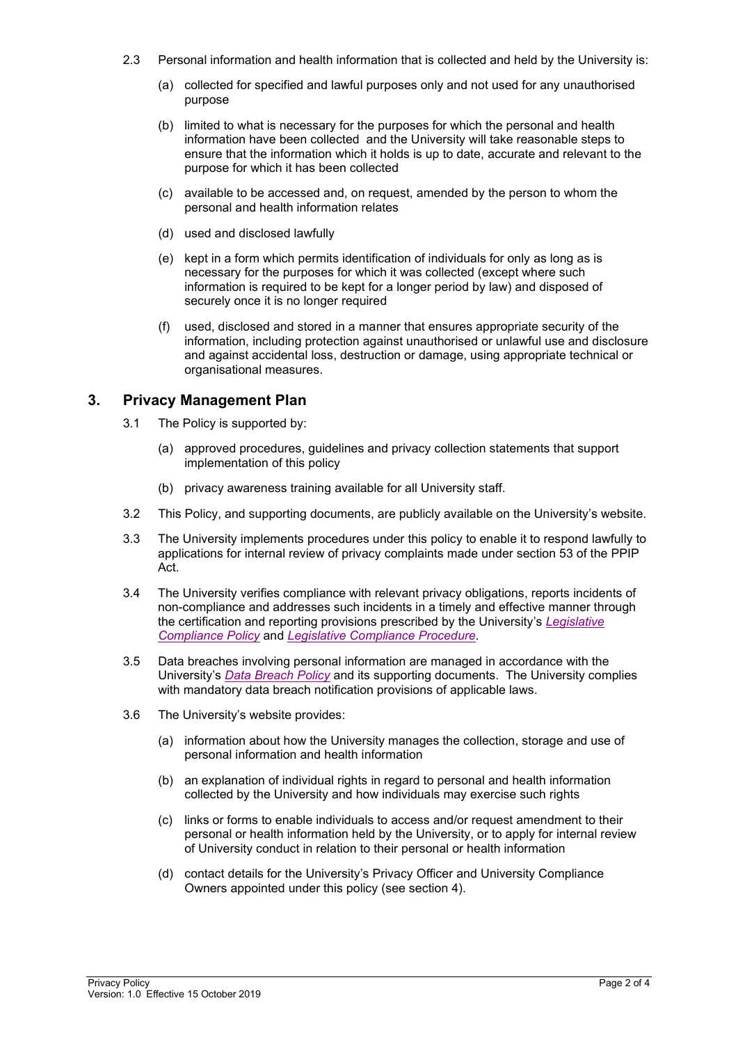2.3 Personal information and health information that is collected and held by the University is:

(a) collected for specified and lawful purposes only and not used for any unauthorised purpose

(b) limited to what is necessary for the purposes for which the personal and health information have been collected and the University will take reasonable steps to ensure that the information which it holds is up to date, accurate and relevant to the purpose for which it has been collected

(c) available to be accessed and, on request, amended by the person to whom the personal and health information relates

(d) used and disclosed lawfully

(e) kept in a form which permits identification of individuals for only as long as is necessary for the purposes for which it was collected (except where such information is required to be kept for a longer period by law) and disposed of securely once it is no longer required

(f) used, disclosed and stored in a manner that ensures appropriate security of the information, including protection against unauthorised or unlawful use and disclosure and against accidental loss, destruction or damage, using appropriate technical or organisational measures.

## 3. Privacy Management Plan

3.1 The Policy is supported by:

(a) approved procedures, guidelines and privacy collection statements that support implementation of this policy

(b) privacy awareness training available for all University staff.

3.2 This Policy, and supporting documents, are publicly available on the University's website.

3.3 The University implements procedures under this policy to enable it to respond lawfully to applications for internal review of privacy complaints made under section 53 of the PPIP Act.

3.4 The University verifies compliance with relevant privacy obligations, reports incidents of non-compliance and addresses such incidents in a timely and effective manner through the certification and reporting provisions prescribed by the University's *Legislative Compliance Policy* and *Legislative Compliance Procedure*.

3.5 Data breaches involving personal information are managed in accordance with the University's *Data Breach Policy* and its supporting documents. The University complies with mandatory data breach notification provisions of applicable laws.

3.6 The University's website provides:

(a) information about how the University manages the collection, storage and use of personal information and health information

(b) an explanation of individual rights in regard to personal and health information collected by the University and how individuals may exercise such rights

(c) links or forms to enable individuals to access and/or request amendment to their personal or health information held by the University, or to apply for internal review of University conduct in relation to their personal or health information

(d) contact details for the University's Privacy Officer and University Compliance Owners appointed under this policy (see section 4).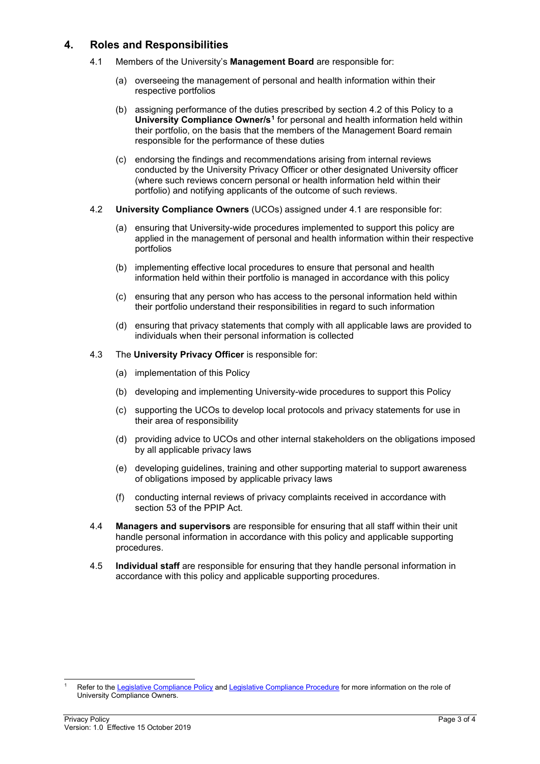## 4. Roles and Responsibilities

4.1 Members of the University's **Management Board** are responsible for:

(a) overseeing the management of personal and health information within their respective portfolios

(b) assigning performance of the duties prescribed by section 4.2 of this Policy to a **University Compliance Owner/s**[1] for personal and health information held within their portfolio, on the basis that the members of the Management Board remain responsible for the performance of these duties

(c) endorsing the findings and recommendations arising from internal reviews conducted by the University Privacy Officer or other designated University officer (where such reviews concern personal or health information held within their portfolio) and notifying applicants of the outcome of such reviews.

4.2 **University Compliance Owners** (UCOs) assigned under 4.1 are responsible for:

(a) ensuring that University-wide procedures implemented to support this policy are applied in the management of personal and health information within their respective portfolios

(b) implementing effective local procedures to ensure that personal and health information held within their portfolio is managed in accordance with this policy

(c) ensuring that any person who has access to the personal information held within their portfolio understand their responsibilities in regard to such information

(d) ensuring that privacy statements that comply with all applicable laws are provided to individuals when their personal information is collected

4.3 The **University Privacy Officer** is responsible for:

(a) implementation of this Policy

(b) developing and implementing University-wide procedures to support this Policy

(c) supporting the UCOs to develop local protocols and privacy statements for use in their area of responsibility

(d) providing advice to UCOs and other internal stakeholders on the obligations imposed by all applicable privacy laws

(e) developing guidelines, training and other supporting material to support awareness of obligations imposed by applicable privacy laws

(f) conducting internal reviews of privacy complaints received in accordance with section 53 of the PPIP Act.

4.4 **Managers and supervisors** are responsible for ensuring that all staff within their unit handle personal information in accordance with this policy and applicable supporting procedures.

4.5 **Individual staff** are responsible for ensuring that they handle personal information in accordance with this policy and applicable supporting procedures.

---

[1] Refer to the Legislative Compliance Policy and Legislative Compliance Procedure for more information on the role of University Compliance Owners.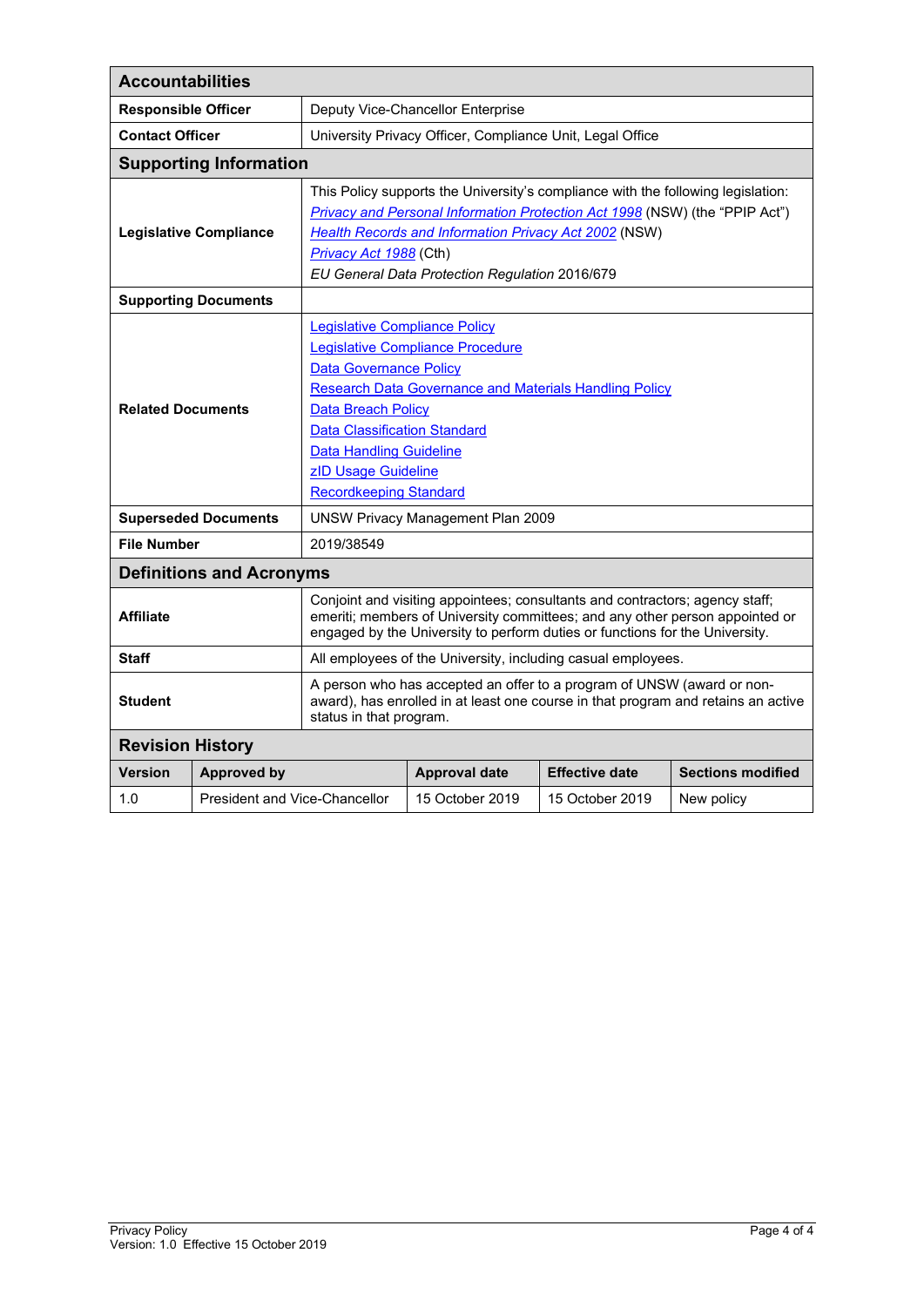| **Accountabilities** | |
|---|---|
| **Responsible Officer** | Deputy Vice-Chancellor Enterprise |
| **Contact Officer** | University Privacy Officer, Compliance Unit, Legal Office |

| **Supporting Information** | |
|---|---|
| **Legislative Compliance** | This Policy supports the University's compliance with the following legislation:<br>*Privacy and Personal Information Protection Act 1998* (NSW) (the "PPIP Act")<br>*Health Records and Information Privacy Act 2002* (NSW)<br>*Privacy Act 1988* (Cth)<br>*EU General Data Protection Regulation* 2016/679 |
| **Supporting Documents** | |
| **Related Documents** | Legislative Compliance Policy<br>Legislative Compliance Procedure<br>Data Governance Policy<br>Research Data Governance and Materials Handling Policy<br>Data Breach Policy<br>Data Classification Standard<br>Data Handling Guideline<br>zID Usage Guideline<br>Recordkeeping Standard |
| **Superseded Documents** | UNSW Privacy Management Plan 2009 |
| **File Number** | 2019/38549 |

| **Definitions and Acronyms** | |
|---|---|
| **Affiliate** | Conjoint and visiting appointees; consultants and contractors; agency staff; emeriti; members of University committees; and any other person appointed or engaged by the University to perform duties or functions for the University. |
| **Staff** | All employees of the University, including casual employees. |
| **Student** | A person who has accepted an offer to a program of UNSW (award or non-award), has enrolled in at least one course in that program and retains an active status in that program. |

**Revision History**

| **Version** | **Approved by** | **Approval date** | **Effective date** | **Sections modified** |
|---|---|---|---|---|
| 1.0 | President and Vice-Chancellor | 15 October 2019 | 15 October 2019 | New policy |